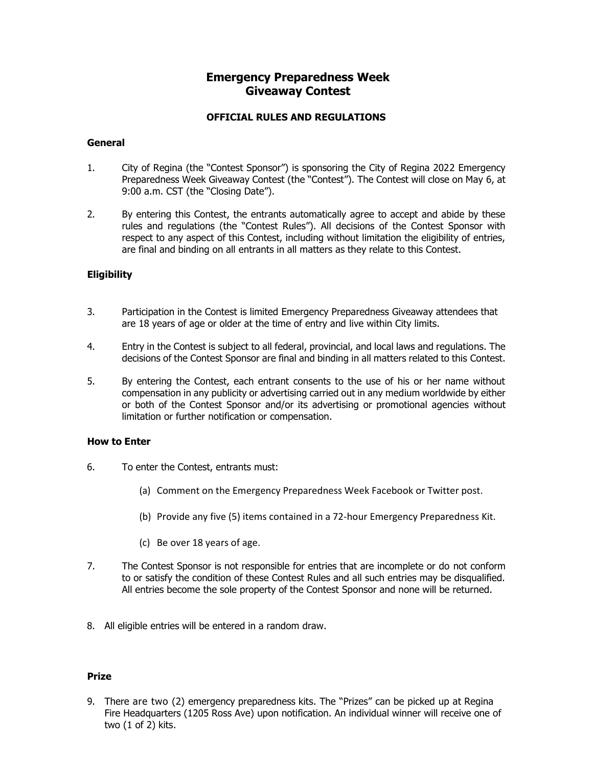# Emergency Preparedness Week
# Giveaway Contest

## OFFICIAL RULES AND REGULATIONS

### General

1. City of Regina (the "Contest Sponsor") is sponsoring the City of Regina 2022 Emergency Preparedness Week Giveaway Contest (the "Contest"). The Contest will close on May 6, at 9:00 a.m. CST (the "Closing Date").

2. By entering this Contest, the entrants automatically agree to accept and abide by these rules and regulations (the "Contest Rules"). All decisions of the Contest Sponsor with respect to any aspect of this Contest, including without limitation the eligibility of entries, are final and binding on all entrants in all matters as they relate to this Contest.

### Eligibility

3. Participation in the Contest is limited Emergency Preparedness Giveaway attendees that are 18 years of age or older at the time of entry and live within City limits.

4. Entry in the Contest is subject to all federal, provincial, and local laws and regulations. The decisions of the Contest Sponsor are final and binding in all matters related to this Contest.

5. By entering the Contest, each entrant consents to the use of his or her name without compensation in any publicity or advertising carried out in any medium worldwide by either or both of the Contest Sponsor and/or its advertising or promotional agencies without limitation or further notification or compensation.

### How to Enter

6. To enter the Contest, entrants must:

   (a) Comment on the Emergency Preparedness Week Facebook or Twitter post.

   (b) Provide any five (5) items contained in a 72-hour Emergency Preparedness Kit.

   (c) Be over 18 years of age.

7. The Contest Sponsor is not responsible for entries that are incomplete or do not conform to or satisfy the condition of these Contest Rules and all such entries may be disqualified. All entries become the sole property of the Contest Sponsor and none will be returned.

8. All eligible entries will be entered in a random draw.

### Prize

9. There are two (2) emergency preparedness kits. The "Prizes" can be picked up at Regina Fire Headquarters (1205 Ross Ave) upon notification. An individual winner will receive one of two (1 of 2) kits.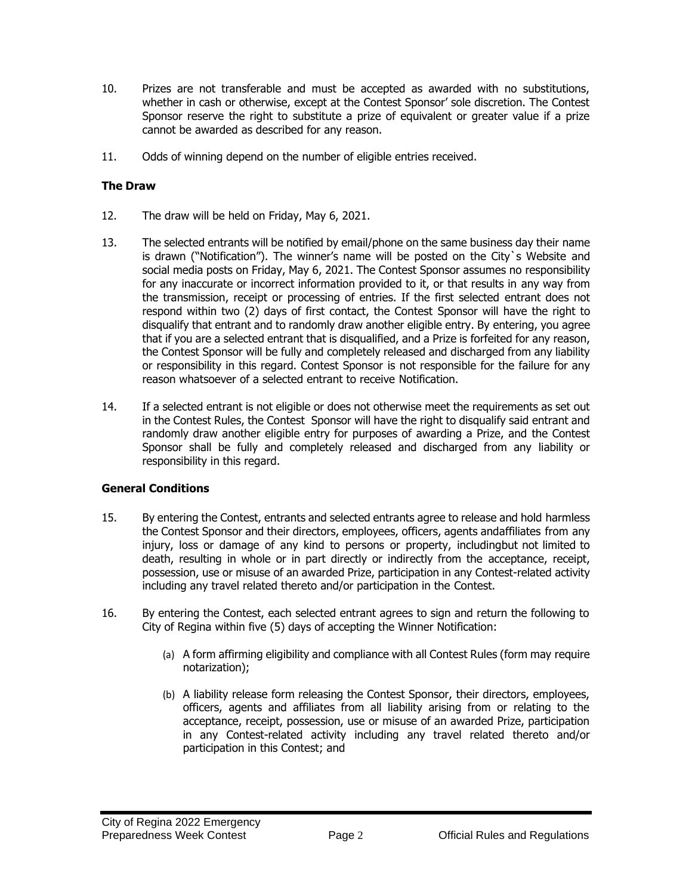10. Prizes are not transferable and must be accepted as awarded with no substitutions, whether in cash or otherwise, except at the Contest Sponsor' sole discretion. The Contest Sponsor reserve the right to substitute a prize of equivalent or greater value if a prize cannot be awarded as described for any reason.

11. Odds of winning depend on the number of eligible entries received.

**The Draw**

12. The draw will be held on Friday, May 6, 2021.

13. The selected entrants will be notified by email/phone on the same business day their name is drawn ("Notification"). The winner's name will be posted on the City`s Website and social media posts on Friday, May 6, 2021. The Contest Sponsor assumes no responsibility for any inaccurate or incorrect information provided to it, or that results in any way from the transmission, receipt or processing of entries. If the first selected entrant does not respond within two (2) days of first contact, the Contest Sponsor will have the right to disqualify that entrant and to randomly draw another eligible entry. By entering, you agree that if you are a selected entrant that is disqualified, and a Prize is forfeited for any reason, the Contest Sponsor will be fully and completely released and discharged from any liability or responsibility in this regard. Contest Sponsor is not responsible for the failure for any reason whatsoever of a selected entrant to receive Notification.

14. If a selected entrant is not eligible or does not otherwise meet the requirements as set out in the Contest Rules, the Contest Sponsor will have the right to disqualify said entrant and randomly draw another eligible entry for purposes of awarding a Prize, and the Contest Sponsor shall be fully and completely released and discharged from any liability or responsibility in this regard.

**General Conditions**

15. By entering the Contest, entrants and selected entrants agree to release and hold harmless the Contest Sponsor and their directors, employees, officers, agents andaffiliates from any injury, loss or damage of any kind to persons or property, includingbut not limited to death, resulting in whole or in part directly or indirectly from the acceptance, receipt, possession, use or misuse of an awarded Prize, participation in any Contest-related activity including any travel related thereto and/or participation in the Contest.

16. By entering the Contest, each selected entrant agrees to sign and return the following to City of Regina within five (5) days of accepting the Winner Notification:

    (a) A form affirming eligibility and compliance with all Contest Rules (form may require notarization);

    (b) A liability release form releasing the Contest Sponsor, their directors, employees, officers, agents and affiliates from all liability arising from or relating to the acceptance, receipt, possession, use or misuse of an awarded Prize, participation in any Contest-related activity including any travel related thereto and/or participation in this Contest; and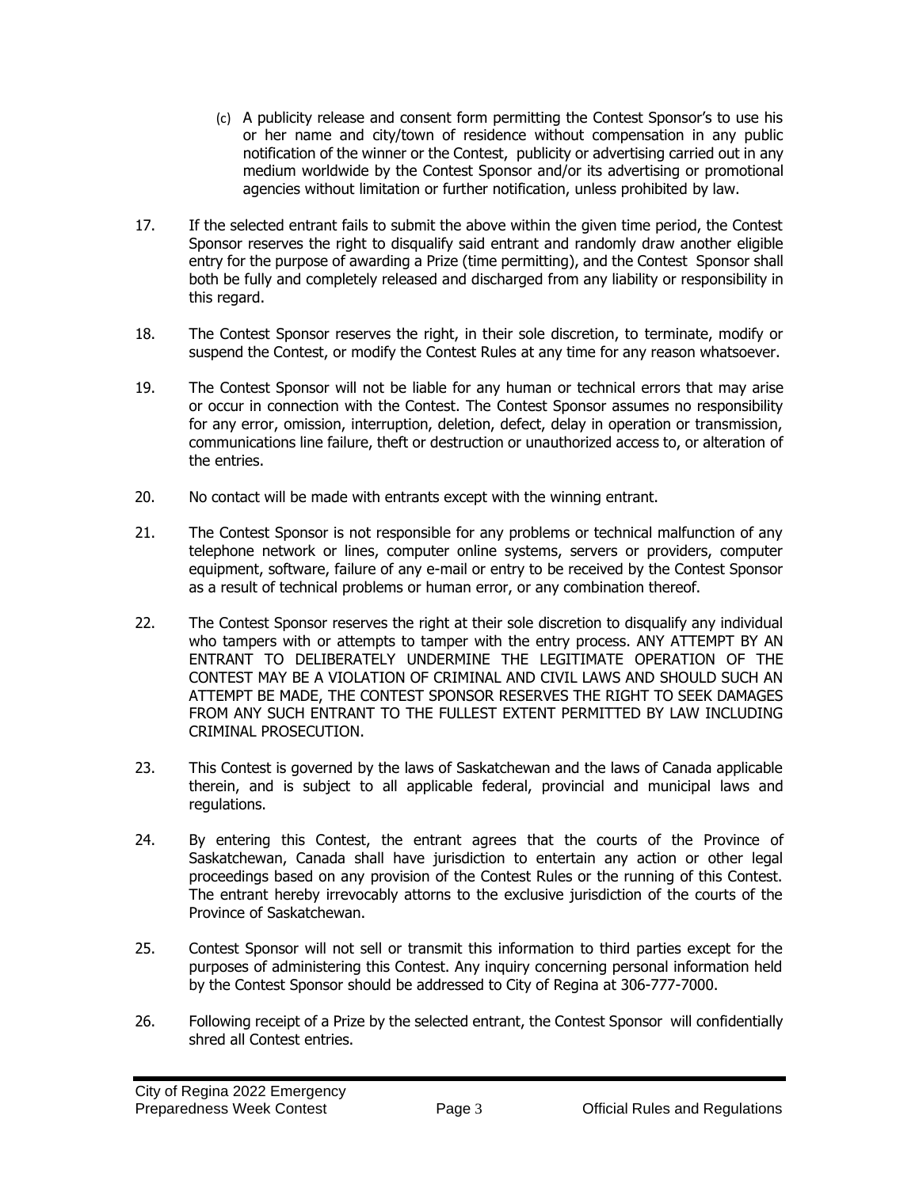(c) A publicity release and consent form permitting the Contest Sponsor's to use his or her name and city/town of residence without compensation in any public notification of the winner or the Contest, publicity or advertising carried out in any medium worldwide by the Contest Sponsor and/or its advertising or promotional agencies without limitation or further notification, unless prohibited by law.

17. If the selected entrant fails to submit the above within the given time period, the Contest Sponsor reserves the right to disqualify said entrant and randomly draw another eligible entry for the purpose of awarding a Prize (time permitting), and the Contest Sponsor shall both be fully and completely released and discharged from any liability or responsibility in this regard.

18. The Contest Sponsor reserves the right, in their sole discretion, to terminate, modify or suspend the Contest, or modify the Contest Rules at any time for any reason whatsoever.

19. The Contest Sponsor will not be liable for any human or technical errors that may arise or occur in connection with the Contest. The Contest Sponsor assumes no responsibility for any error, omission, interruption, deletion, defect, delay in operation or transmission, communications line failure, theft or destruction or unauthorized access to, or alteration of the entries.

20. No contact will be made with entrants except with the winning entrant.

21. The Contest Sponsor is not responsible for any problems or technical malfunction of any telephone network or lines, computer online systems, servers or providers, computer equipment, software, failure of any e-mail or entry to be received by the Contest Sponsor as a result of technical problems or human error, or any combination thereof.

22. The Contest Sponsor reserves the right at their sole discretion to disqualify any individual who tampers with or attempts to tamper with the entry process. ANY ATTEMPT BY AN ENTRANT TO DELIBERATELY UNDERMINE THE LEGITIMATE OPERATION OF THE CONTEST MAY BE A VIOLATION OF CRIMINAL AND CIVIL LAWS AND SHOULD SUCH AN ATTEMPT BE MADE, THE CONTEST SPONSOR RESERVES THE RIGHT TO SEEK DAMAGES FROM ANY SUCH ENTRANT TO THE FULLEST EXTENT PERMITTED BY LAW INCLUDING CRIMINAL PROSECUTION.

23. This Contest is governed by the laws of Saskatchewan and the laws of Canada applicable therein, and is subject to all applicable federal, provincial and municipal laws and regulations.

24. By entering this Contest, the entrant agrees that the courts of the Province of Saskatchewan, Canada shall have jurisdiction to entertain any action or other legal proceedings based on any provision of the Contest Rules or the running of this Contest. The entrant hereby irrevocably attorns to the exclusive jurisdiction of the courts of the Province of Saskatchewan.

25. Contest Sponsor will not sell or transmit this information to third parties except for the purposes of administering this Contest. Any inquiry concerning personal information held by the Contest Sponsor should be addressed to City of Regina at 306-777-7000.

26. Following receipt of a Prize by the selected entrant, the Contest Sponsor will confidentially shred all Contest entries.